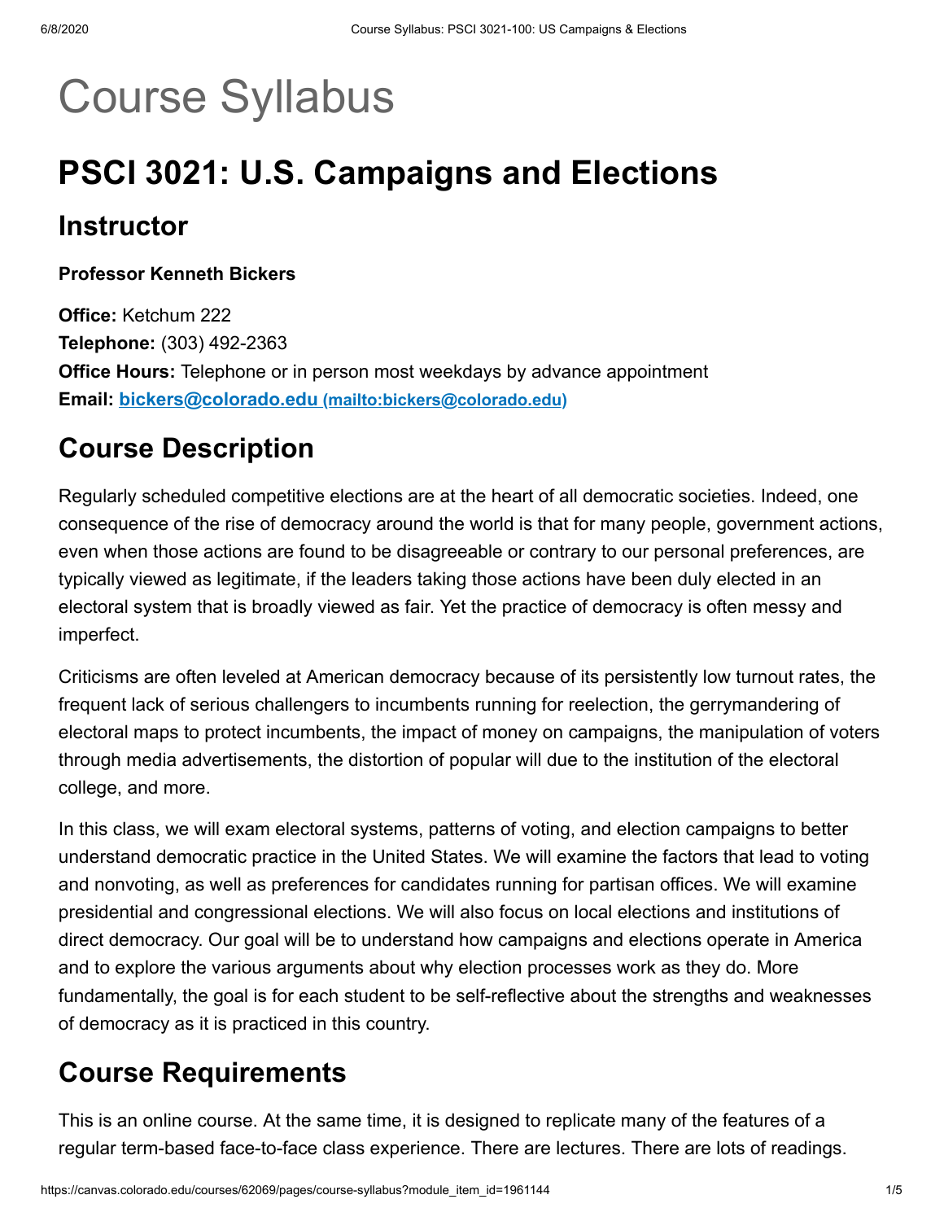# Course Syllabus

## PSCI 3021: U.S. Campaigns and Elections

## Instructor

**Professor Kenneth Bickers**

**Office:** Ketchum 222
**Telephone:** (303) 492-2363
**Office Hours:** Telephone or in person most weekdays by advance appointment
**Email:** bickers@colorado.edu (mailto:bickers@colorado.edu)

## Course Description

Regularly scheduled competitive elections are at the heart of all democratic societies. Indeed, one consequence of the rise of democracy around the world is that for many people, government actions, even when those actions are found to be disagreeable or contrary to our personal preferences, are typically viewed as legitimate, if the leaders taking those actions have been duly elected in an electoral system that is broadly viewed as fair. Yet the practice of democracy is often messy and imperfect.

Criticisms are often leveled at American democracy because of its persistently low turnout rates, the frequent lack of serious challengers to incumbents running for reelection, the gerrymandering of electoral maps to protect incumbents, the impact of money on campaigns, the manipulation of voters through media advertisements, the distortion of popular will due to the institution of the electoral college, and more.

In this class, we will exam electoral systems, patterns of voting, and election campaigns to better understand democratic practice in the United States. We will examine the factors that lead to voting and nonvoting, as well as preferences for candidates running for partisan offices. We will examine presidential and congressional elections. We will also focus on local elections and institutions of direct democracy. Our goal will be to understand how campaigns and elections operate in America and to explore the various arguments about why election processes work as they do. More fundamentally, the goal is for each student to be self-reflective about the strengths and weaknesses of democracy as it is practiced in this country.

## Course Requirements

This is an online course. At the same time, it is designed to replicate many of the features of a regular term-based face-to-face class experience. There are lectures. There are lots of readings.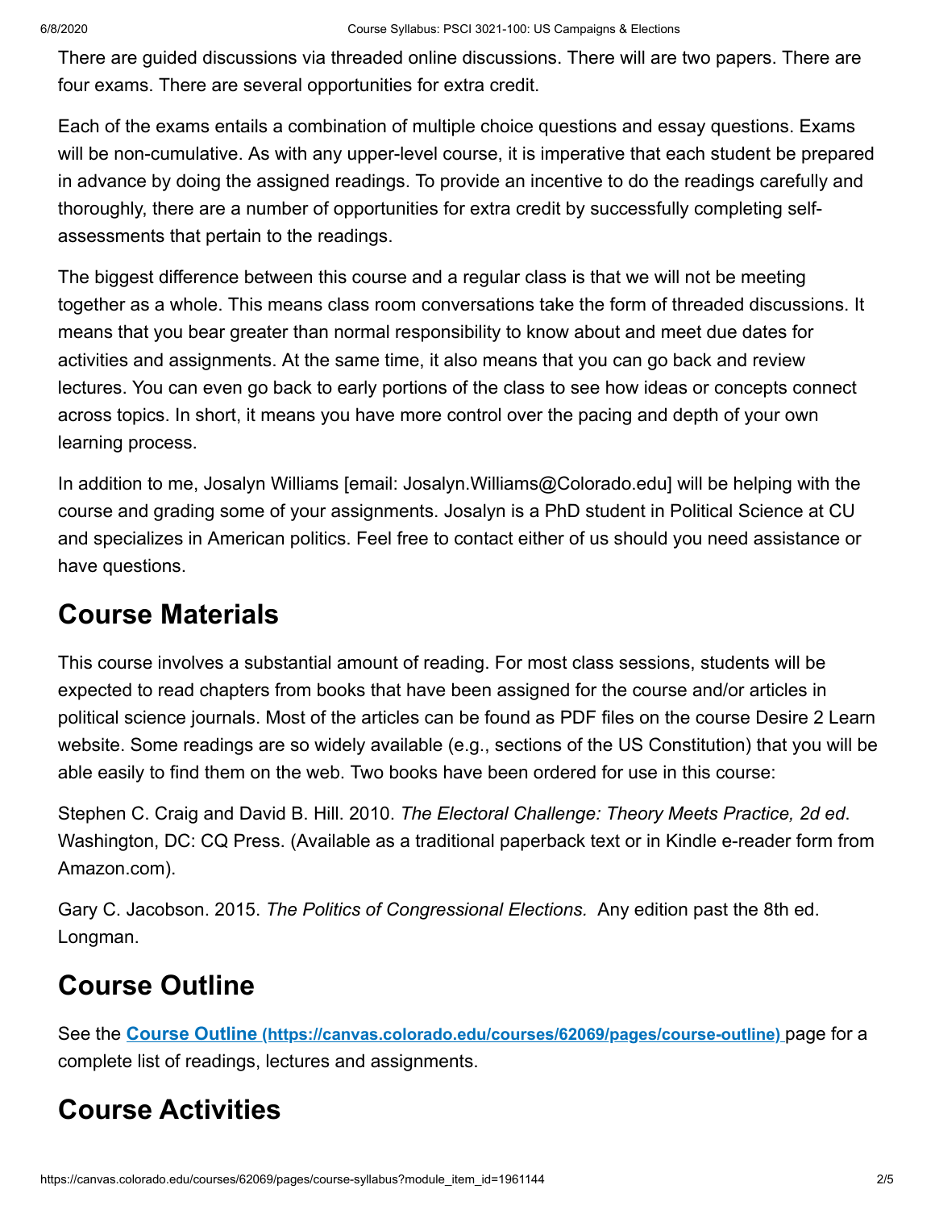There are guided discussions via threaded online discussions. There will are two papers. There are four exams. There are several opportunities for extra credit.

Each of the exams entails a combination of multiple choice questions and essay questions. Exams will be non-cumulative. As with any upper-level course, it is imperative that each student be prepared in advance by doing the assigned readings. To provide an incentive to do the readings carefully and thoroughly, there are a number of opportunities for extra credit by successfully completing self-assessments that pertain to the readings.

The biggest difference between this course and a regular class is that we will not be meeting together as a whole. This means class room conversations take the form of threaded discussions. It means that you bear greater than normal responsibility to know about and meet due dates for activities and assignments. At the same time, it also means that you can go back and review lectures. You can even go back to early portions of the class to see how ideas or concepts connect across topics. In short, it means you have more control over the pacing and depth of your own learning process.

In addition to me, Josalyn Williams [email: Josalyn.Williams@Colorado.edu] will be helping with the course and grading some of your assignments. Josalyn is a PhD student in Political Science at CU and specializes in American politics. Feel free to contact either of us should you need assistance or have questions.

## Course Materials

This course involves a substantial amount of reading. For most class sessions, students will be expected to read chapters from books that have been assigned for the course and/or articles in political science journals. Most of the articles can be found as PDF files on the course Desire 2 Learn website. Some readings are so widely available (e.g., sections of the US Constitution) that you will be able easily to find them on the web. Two books have been ordered for use in this course:

Stephen C. Craig and David B. Hill. 2010. *The Electoral Challenge: Theory Meets Practice, 2d ed*. Washington, DC: CQ Press. (Available as a traditional paperback text or in Kindle e-reader form from Amazon.com).

Gary C. Jacobson. 2015. *The Politics of Congressional Elections.* Any edition past the 8th ed. Longman.

## Course Outline

See the **[Course Outline (https://canvas.colorado.edu/courses/62069/pages/course-outline)](https://canvas.colorado.edu/courses/62069/pages/course-outline)** page for a complete list of readings, lectures and assignments.

## Course Activities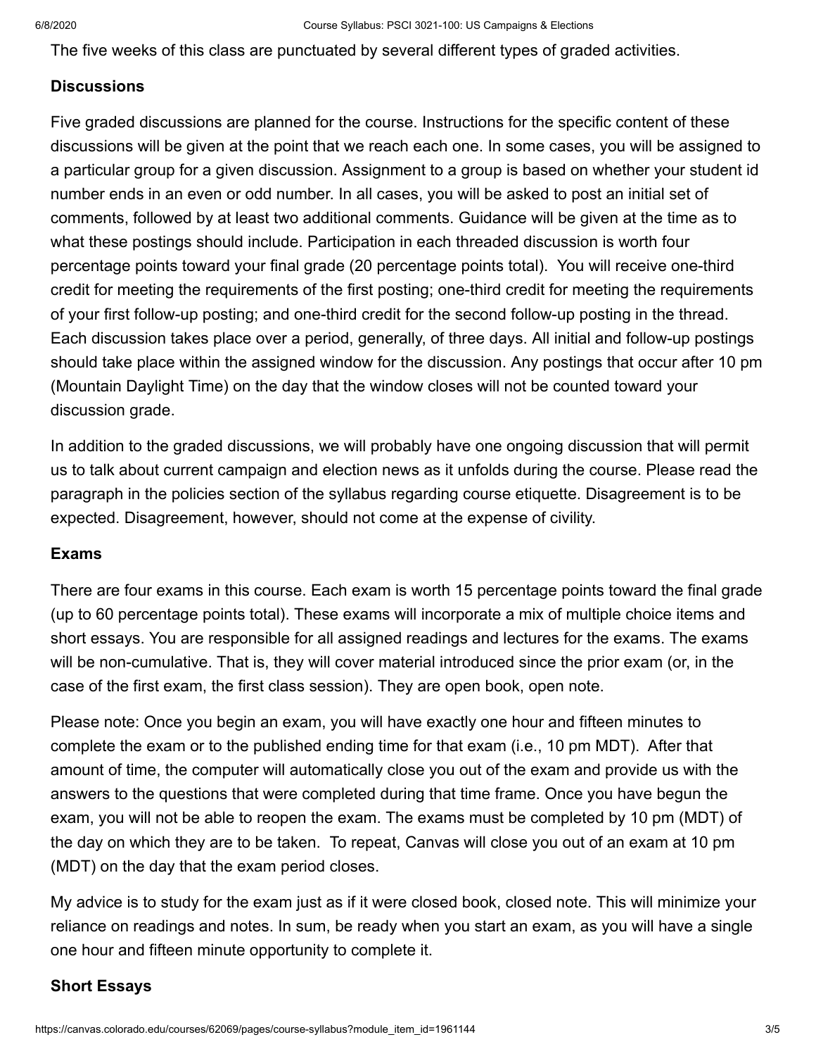The five weeks of this class are punctuated by several different types of graded activities.

**Discussions**

Five graded discussions are planned for the course. Instructions for the specific content of these discussions will be given at the point that we reach each one. In some cases, you will be assigned to a particular group for a given discussion. Assignment to a group is based on whether your student id number ends in an even or odd number. In all cases, you will be asked to post an initial set of comments, followed by at least two additional comments. Guidance will be given at the time as to what these postings should include. Participation in each threaded discussion is worth four percentage points toward your final grade (20 percentage points total). You will receive one-third credit for meeting the requirements of the first posting; one-third credit for meeting the requirements of your first follow-up posting; and one-third credit for the second follow-up posting in the thread. Each discussion takes place over a period, generally, of three days. All initial and follow-up postings should take place within the assigned window for the discussion. Any postings that occur after 10 pm (Mountain Daylight Time) on the day that the window closes will not be counted toward your discussion grade.

In addition to the graded discussions, we will probably have one ongoing discussion that will permit us to talk about current campaign and election news as it unfolds during the course. Please read the paragraph in the policies section of the syllabus regarding course etiquette. Disagreement is to be expected. Disagreement, however, should not come at the expense of civility.

**Exams**

There are four exams in this course. Each exam is worth 15 percentage points toward the final grade (up to 60 percentage points total). These exams will incorporate a mix of multiple choice items and short essays. You are responsible for all assigned readings and lectures for the exams. The exams will be non-cumulative. That is, they will cover material introduced since the prior exam (or, in the case of the first exam, the first class session). They are open book, open note.

Please note: Once you begin an exam, you will have exactly one hour and fifteen minutes to complete the exam or to the published ending time for that exam (i.e., 10 pm MDT). After that amount of time, the computer will automatically close you out of the exam and provide us with the answers to the questions that were completed during that time frame. Once you have begun the exam, you will not be able to reopen the exam. The exams must be completed by 10 pm (MDT) of the day on which they are to be taken. To repeat, Canvas will close you out of an exam at 10 pm (MDT) on the day that the exam period closes.

My advice is to study for the exam just as if it were closed book, closed note. This will minimize your reliance on readings and notes. In sum, be ready when you start an exam, as you will have a single one hour and fifteen minute opportunity to complete it.

**Short Essays**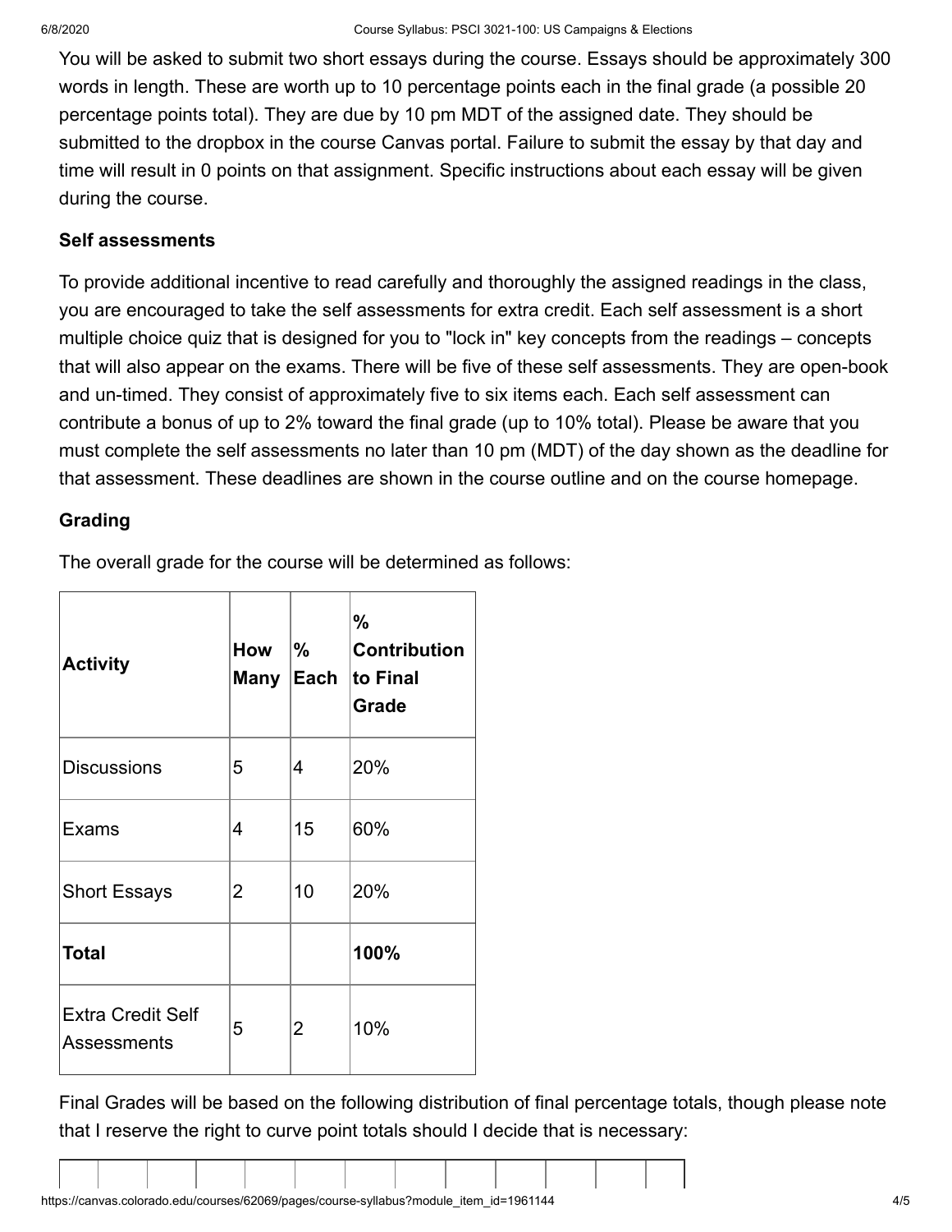You will be asked to submit two short essays during the course. Essays should be approximately 300 words in length. These are worth up to 10 percentage points each in the final grade (a possible 20 percentage points total). They are due by 10 pm MDT of the assigned date. They should be submitted to the dropbox in the course Canvas portal. Failure to submit the essay by that day and time will result in 0 points on that assignment. Specific instructions about each essay will be given during the course.

### Self assessments

To provide additional incentive to read carefully and thoroughly the assigned readings in the class, you are encouraged to take the self assessments for extra credit. Each self assessment is a short multiple choice quiz that is designed for you to "lock in" key concepts from the readings – concepts that will also appear on the exams. There will be five of these self assessments. They are open-book and un-timed. They consist of approximately five to six items each. Each self assessment can contribute a bonus of up to 2% toward the final grade (up to 10% total). Please be aware that you must complete the self assessments no later than 10 pm (MDT) of the day shown as the deadline for that assessment. These deadlines are shown in the course outline and on the course homepage.

### Grading

The overall grade for the course will be determined as follows:

| Activity | How Many | % Each | % Contribution to Final Grade |
|---|---|---|---|
| Discussions | 5 | 4 | 20% |
| Exams | 4 | 15 | 60% |
| Short Essays | 2 | 10 | 20% |
| **Total** | | | **100%** |
| Extra Credit Self Assessments | 5 | 2 | 10% |

Final Grades will be based on the following distribution of final percentage totals, though please note that I reserve the right to curve point totals should I decide that is necessary: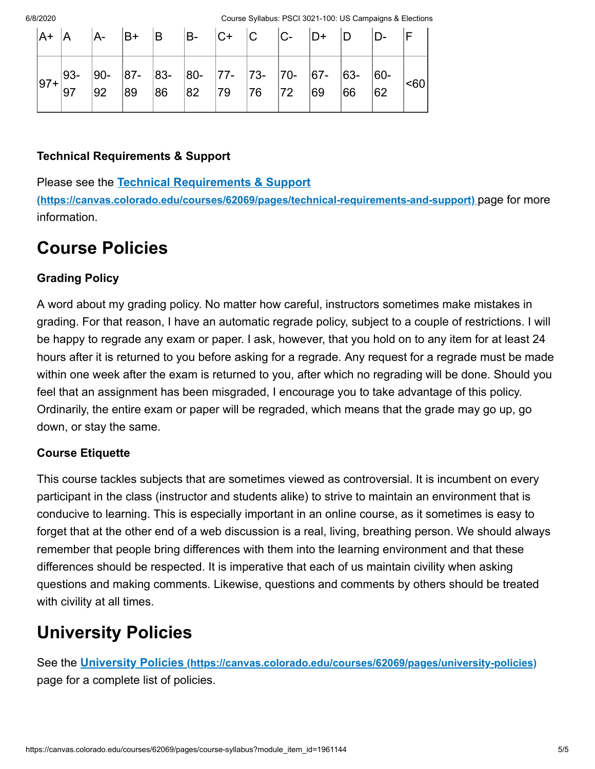| A+ | A | A- | B+ | B | B- | C+ | C | C- | D+ | D | D- | F |
|---|---|---|---|---|---|---|---|---|---|---|---|---|
| 97+ | 93-97 | 90-92 | 87-89 | 83-86 | 80-82 | 77-79 | 73-76 | 70-72 | 67-69 | 63-66 | 60-62 | <60 |

### Technical Requirements & Support

Please see the [Technical Requirements & Support (https://canvas.colorado.edu/courses/62069/pages/technical-requirements-and-support)](https://canvas.colorado.edu/courses/62069/pages/technical-requirements-and-support) page for more information.

## Course Policies

### Grading Policy

A word about my grading policy. No matter how careful, instructors sometimes make mistakes in grading. For that reason, I have an automatic regrade policy, subject to a couple of restrictions. I will be happy to regrade any exam or paper. I ask, however, that you hold on to any item for at least 24 hours after it is returned to you before asking for a regrade. Any request for a regrade must be made within one week after the exam is returned to you, after which no regrading will be done. Should you feel that an assignment has been misgraded, I encourage you to take advantage of this policy. Ordinarily, the entire exam or paper will be regraded, which means that the grade may go up, go down, or stay the same.

### Course Etiquette

This course tackles subjects that are sometimes viewed as controversial. It is incumbent on every participant in the class (instructor and students alike) to strive to maintain an environment that is conducive to learning. This is especially important in an online course, as it sometimes is easy to forget that at the other end of a web discussion is a real, living, breathing person. We should always remember that people bring differences with them into the learning environment and that these differences should be respected. It is imperative that each of us maintain civility when asking questions and making comments. Likewise, questions and comments by others should be treated with civility at all times.

## University Policies

See the [University Policies (https://canvas.colorado.edu/courses/62069/pages/university-policies)](https://canvas.colorado.edu/courses/62069/pages/university-policies) page for a complete list of policies.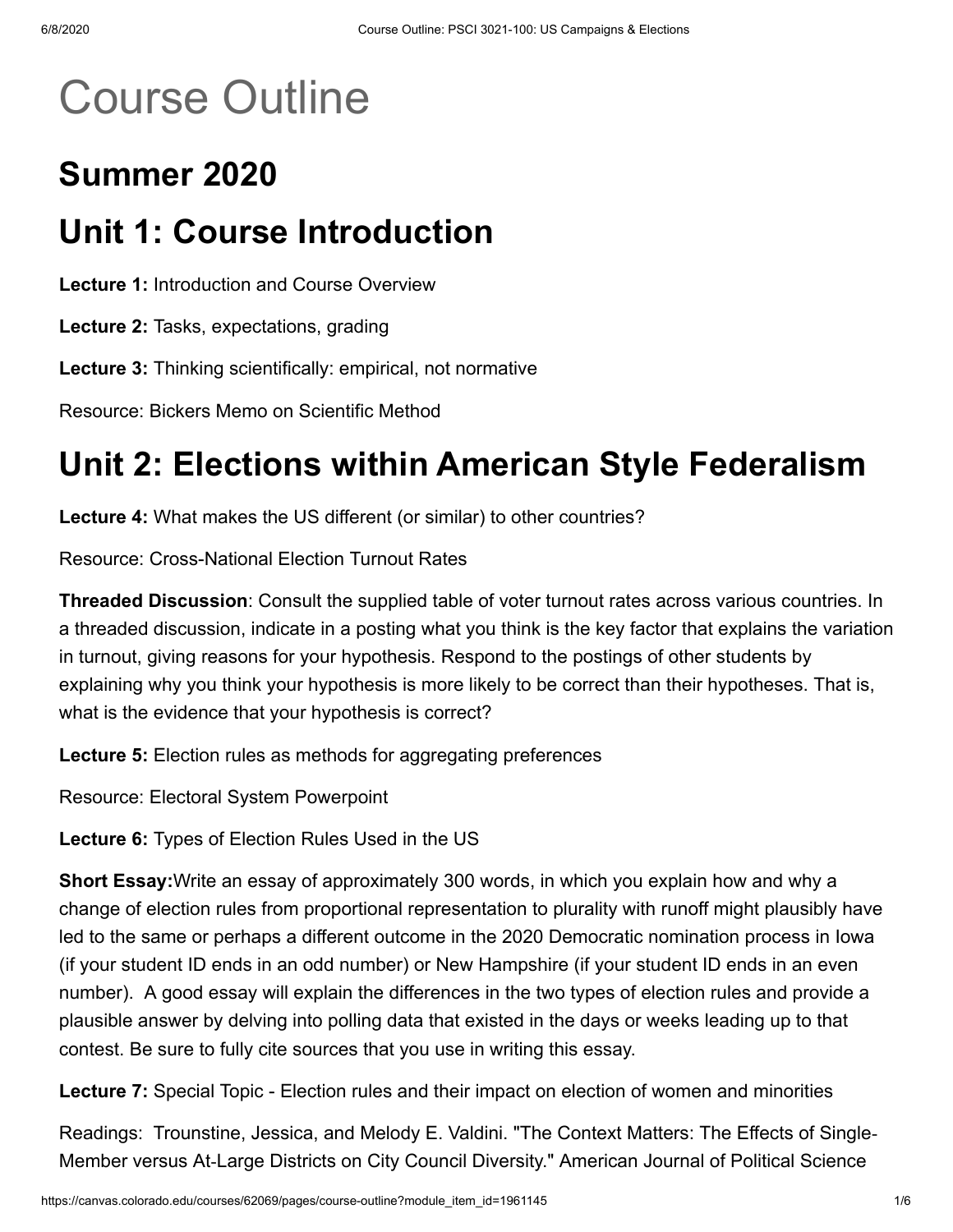# Course Outline

## Summer 2020

## Unit 1: Course Introduction

**Lecture 1:** Introduction and Course Overview

**Lecture 2:** Tasks, expectations, grading

**Lecture 3:** Thinking scientifically: empirical, not normative

Resource: Bickers Memo on Scientific Method

## Unit 2: Elections within American Style Federalism

**Lecture 4:** What makes the US different (or similar) to other countries?

Resource: Cross-National Election Turnout Rates

**Threaded Discussion**: Consult the supplied table of voter turnout rates across various countries. In a threaded discussion, indicate in a posting what you think is the key factor that explains the variation in turnout, giving reasons for your hypothesis. Respond to the postings of other students by explaining why you think your hypothesis is more likely to be correct than their hypotheses. That is, what is the evidence that your hypothesis is correct?

**Lecture 5:** Election rules as methods for aggregating preferences

Resource: Electoral System Powerpoint

**Lecture 6:** Types of Election Rules Used in the US

**Short Essay:**Write an essay of approximately 300 words, in which you explain how and why a change of election rules from proportional representation to plurality with runoff might plausibly have led to the same or perhaps a different outcome in the 2020 Democratic nomination process in Iowa (if your student ID ends in an odd number) or New Hampshire (if your student ID ends in an even number). A good essay will explain the differences in the two types of election rules and provide a plausible answer by delving into polling data that existed in the days or weeks leading up to that contest. Be sure to fully cite sources that you use in writing this essay.

**Lecture 7:** Special Topic - Election rules and their impact on election of women and minorities

Readings: Trounstine, Jessica, and Melody E. Valdini. "The Context Matters: The Effects of Single-Member versus At-Large Districts on City Council Diversity." American Journal of Political Science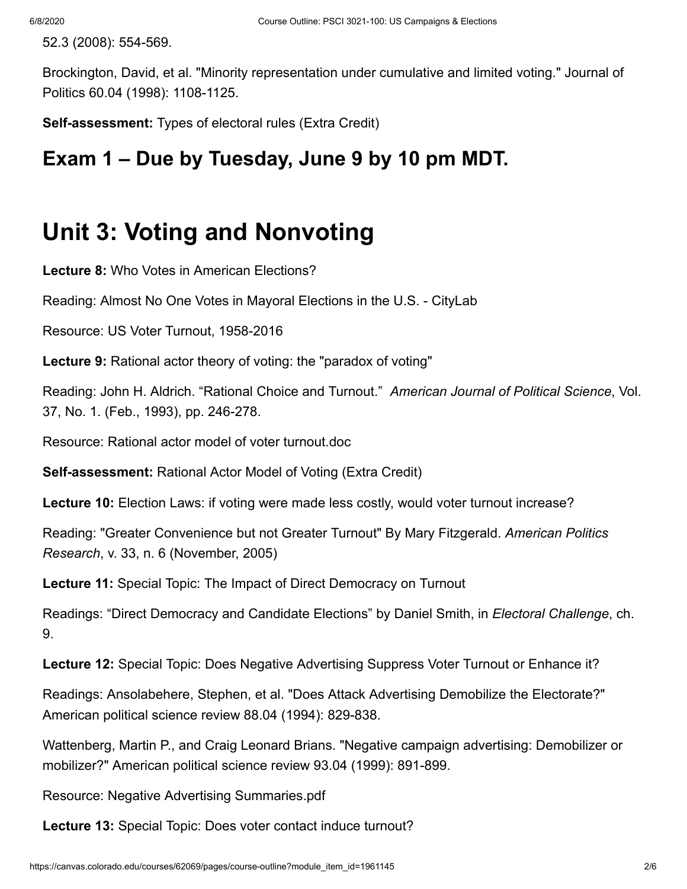52.3 (2008): 554-569.

Brockington, David, et al. "Minority representation under cumulative and limited voting." Journal of Politics 60.04 (1998): 1108-1125.

**Self-assessment:** Types of electoral rules (Extra Credit)

## Exam 1 – Due by Tuesday, June 9 by 10 pm MDT.

# Unit 3: Voting and Nonvoting

**Lecture 8:** Who Votes in American Elections?

Reading: Almost No One Votes in Mayoral Elections in the U.S. - CityLab

Resource: US Voter Turnout, 1958-2016

**Lecture 9:** Rational actor theory of voting: the "paradox of voting"

Reading: John H. Aldrich. "Rational Choice and Turnout." *American Journal of Political Science*, Vol. 37, No. 1. (Feb., 1993), pp. 246-278.

Resource: Rational actor model of voter turnout.doc

**Self-assessment:** Rational Actor Model of Voting (Extra Credit)

**Lecture 10:** Election Laws: if voting were made less costly, would voter turnout increase?

Reading: "Greater Convenience but not Greater Turnout" By Mary Fitzgerald. *American Politics Research*, v. 33, n. 6 (November, 2005)

**Lecture 11:** Special Topic: The Impact of Direct Democracy on Turnout

Readings: "Direct Democracy and Candidate Elections" by Daniel Smith, in *Electoral Challenge*, ch. 9.

**Lecture 12:** Special Topic: Does Negative Advertising Suppress Voter Turnout or Enhance it?

Readings: Ansolabehere, Stephen, et al. "Does Attack Advertising Demobilize the Electorate?" American political science review 88.04 (1994): 829-838.

Wattenberg, Martin P., and Craig Leonard Brians. "Negative campaign advertising: Demobilizer or mobilizer?" American political science review 93.04 (1999): 891-899.

Resource: Negative Advertising Summaries.pdf

**Lecture 13:** Special Topic: Does voter contact induce turnout?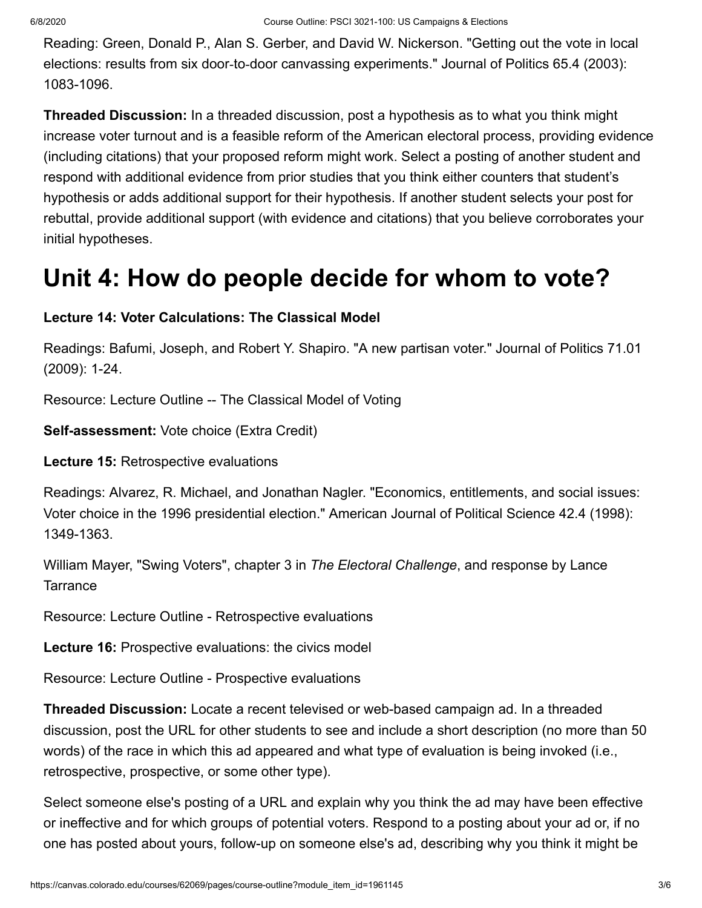Reading: Green, Donald P., Alan S. Gerber, and David W. Nickerson. "Getting out the vote in local elections: results from six door-to-door canvassing experiments." Journal of Politics 65.4 (2003): 1083-1096.

**Threaded Discussion:** In a threaded discussion, post a hypothesis as to what you think might increase voter turnout and is a feasible reform of the American electoral process, providing evidence (including citations) that your proposed reform might work. Select a posting of another student and respond with additional evidence from prior studies that you think either counters that student's hypothesis or adds additional support for their hypothesis. If another student selects your post for rebuttal, provide additional support (with evidence and citations) that you believe corroborates your initial hypotheses.

# Unit 4: How do people decide for whom to vote?

**Lecture 14: Voter Calculations: The Classical Model**

Readings: Bafumi, Joseph, and Robert Y. Shapiro. "A new partisan voter." Journal of Politics 71.01 (2009): 1-24.

Resource: Lecture Outline -- The Classical Model of Voting

**Self-assessment:** Vote choice (Extra Credit)

**Lecture 15:** Retrospective evaluations

Readings: Alvarez, R. Michael, and Jonathan Nagler. "Economics, entitlements, and social issues: Voter choice in the 1996 presidential election." American Journal of Political Science 42.4 (1998): 1349-1363.

William Mayer, "Swing Voters", chapter 3 in *The Electoral Challenge*, and response by Lance Tarrance

Resource: Lecture Outline - Retrospective evaluations

**Lecture 16:** Prospective evaluations: the civics model

Resource: Lecture Outline - Prospective evaluations

**Threaded Discussion:** Locate a recent televised or web-based campaign ad. In a threaded discussion, post the URL for other students to see and include a short description (no more than 50 words) of the race in which this ad appeared and what type of evaluation is being invoked (i.e., retrospective, prospective, or some other type).

Select someone else's posting of a URL and explain why you think the ad may have been effective or ineffective and for which groups of potential voters. Respond to a posting about your ad or, if no one has posted about yours, follow-up on someone else's ad, describing why you think it might be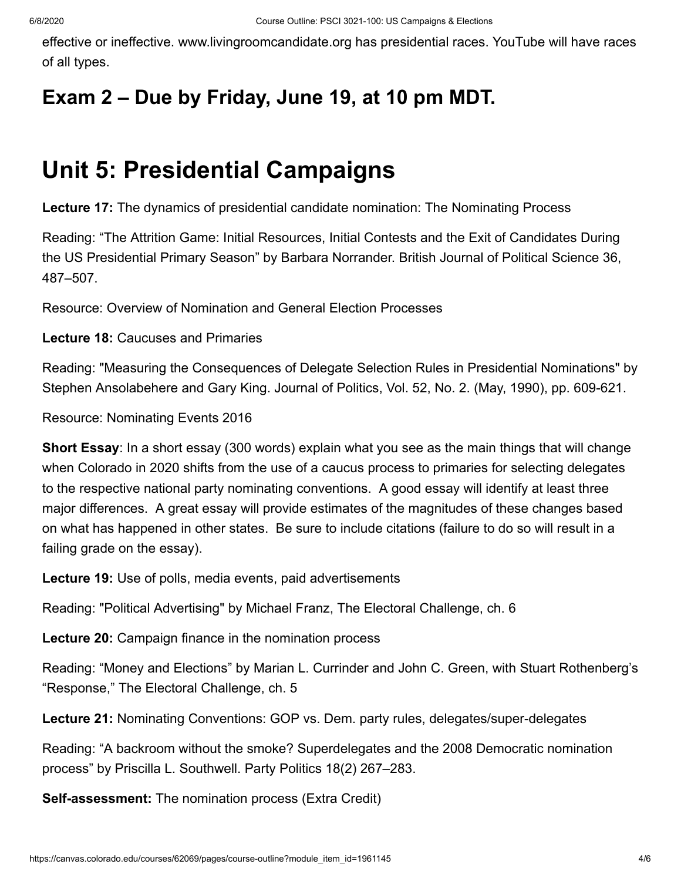effective or ineffective. www.livingroomcandidate.org has presidential races. YouTube will have races of all types.

## Exam 2 – Due by Friday, June 19, at 10 pm MDT.

# Unit 5: Presidential Campaigns

**Lecture 17:** The dynamics of presidential candidate nomination: The Nominating Process

Reading: "The Attrition Game: Initial Resources, Initial Contests and the Exit of Candidates During the US Presidential Primary Season" by Barbara Norrander. British Journal of Political Science 36, 487–507.

Resource: Overview of Nomination and General Election Processes

**Lecture 18:** Caucuses and Primaries

Reading: "Measuring the Consequences of Delegate Selection Rules in Presidential Nominations" by Stephen Ansolabehere and Gary King. Journal of Politics, Vol. 52, No. 2. (May, 1990), pp. 609-621.

Resource: Nominating Events 2016

**Short Essay**: In a short essay (300 words) explain what you see as the main things that will change when Colorado in 2020 shifts from the use of a caucus process to primaries for selecting delegates to the respective national party nominating conventions. A good essay will identify at least three major differences. A great essay will provide estimates of the magnitudes of these changes based on what has happened in other states. Be sure to include citations (failure to do so will result in a failing grade on the essay).

**Lecture 19:** Use of polls, media events, paid advertisements

Reading: "Political Advertising" by Michael Franz, The Electoral Challenge, ch. 6

**Lecture 20:** Campaign finance in the nomination process

Reading: "Money and Elections" by Marian L. Currinder and John C. Green, with Stuart Rothenberg's "Response," The Electoral Challenge, ch. 5

**Lecture 21:** Nominating Conventions: GOP vs. Dem. party rules, delegates/super-delegates

Reading: "A backroom without the smoke? Superdelegates and the 2008 Democratic nomination process" by Priscilla L. Southwell. Party Politics 18(2) 267–283.

**Self-assessment:** The nomination process (Extra Credit)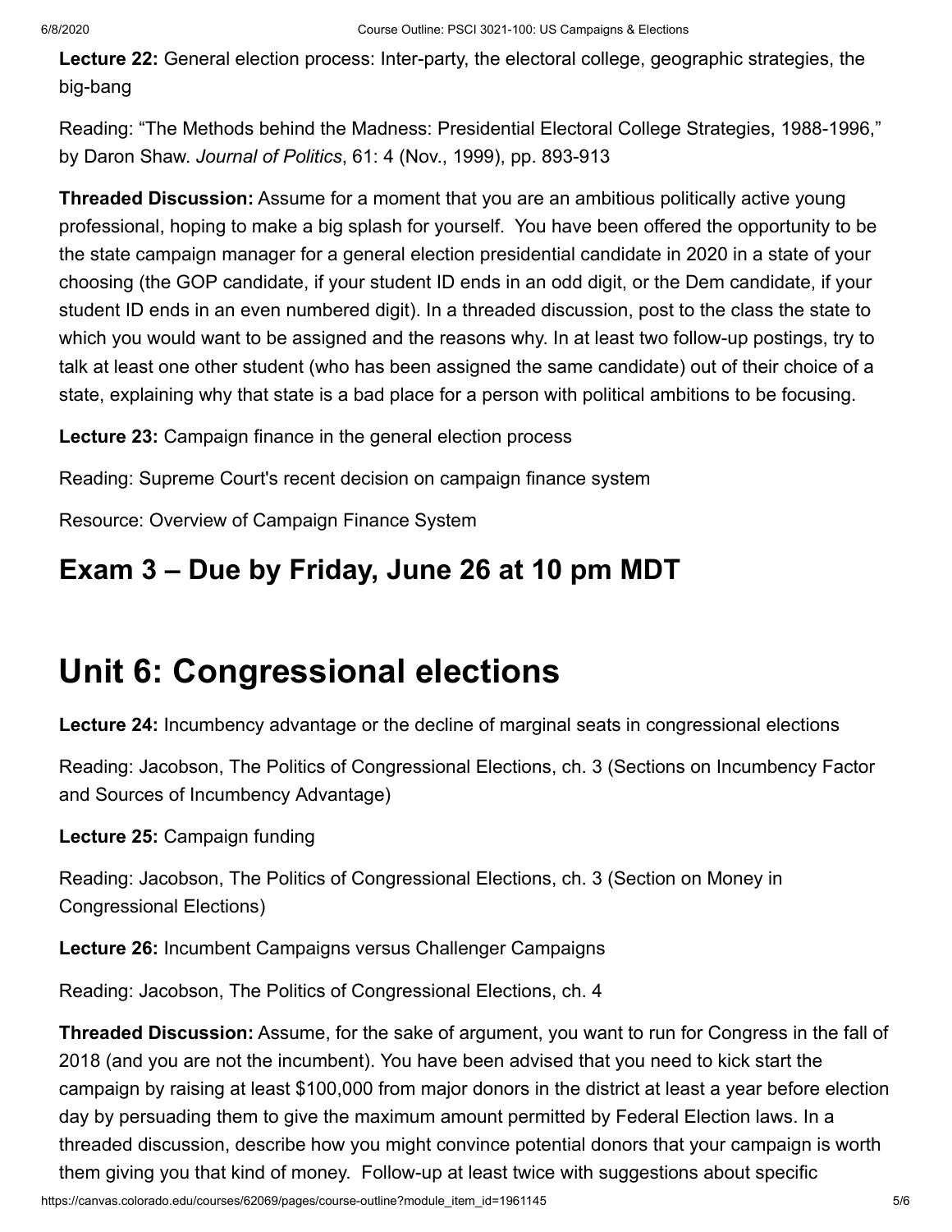**Lecture 22:** General election process: Inter-party, the electoral college, geographic strategies, the big-bang

Reading: "The Methods behind the Madness: Presidential Electoral College Strategies, 1988-1996," by Daron Shaw. *Journal of Politics*, 61: 4 (Nov., 1999), pp. 893-913

**Threaded Discussion:** Assume for a moment that you are an ambitious politically active young professional, hoping to make a big splash for yourself. You have been offered the opportunity to be the state campaign manager for a general election presidential candidate in 2020 in a state of your choosing (the GOP candidate, if your student ID ends in an odd digit, or the Dem candidate, if your student ID ends in an even numbered digit). In a threaded discussion, post to the class the state to which you would want to be assigned and the reasons why. In at least two follow-up postings, try to talk at least one other student (who has been assigned the same candidate) out of their choice of a state, explaining why that state is a bad place for a person with political ambitions to be focusing.

**Lecture 23:** Campaign finance in the general election process

Reading: Supreme Court's recent decision on campaign finance system

Resource: Overview of Campaign Finance System

## Exam 3 – Due by Friday, June 26 at 10 pm MDT

# Unit 6: Congressional elections

**Lecture 24:** Incumbency advantage or the decline of marginal seats in congressional elections

Reading: Jacobson, The Politics of Congressional Elections, ch. 3 (Sections on Incumbency Factor and Sources of Incumbency Advantage)

**Lecture 25:** Campaign funding

Reading: Jacobson, The Politics of Congressional Elections, ch. 3 (Section on Money in Congressional Elections)

**Lecture 26:** Incumbent Campaigns versus Challenger Campaigns

Reading: Jacobson, The Politics of Congressional Elections, ch. 4

**Threaded Discussion:** Assume, for the sake of argument, you want to run for Congress in the fall of 2018 (and you are not the incumbent). You have been advised that you need to kick start the campaign by raising at least $100,000 from major donors in the district at least a year before election day by persuading them to give the maximum amount permitted by Federal Election laws. In a threaded discussion, describe how you might convince potential donors that your campaign is worth them giving you that kind of money. Follow-up at least twice with suggestions about specific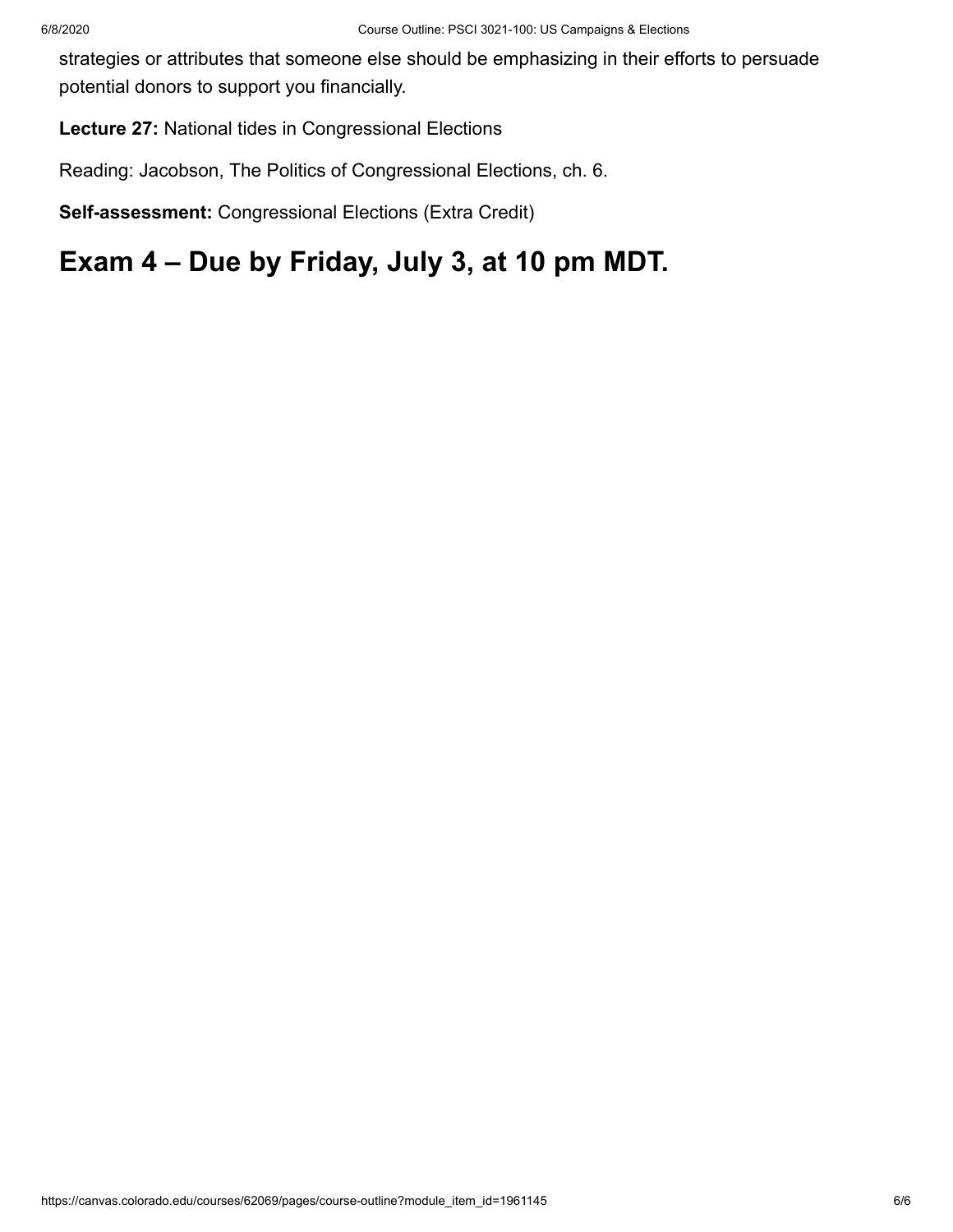strategies or attributes that someone else should be emphasizing in their efforts to persuade potential donors to support you financially.

**Lecture 27:** National tides in Congressional Elections

Reading: Jacobson, The Politics of Congressional Elections, ch. 6.

**Self-assessment:** Congressional Elections (Extra Credit)

# Exam 4 – Due by Friday, July 3, at 10 pm MDT.